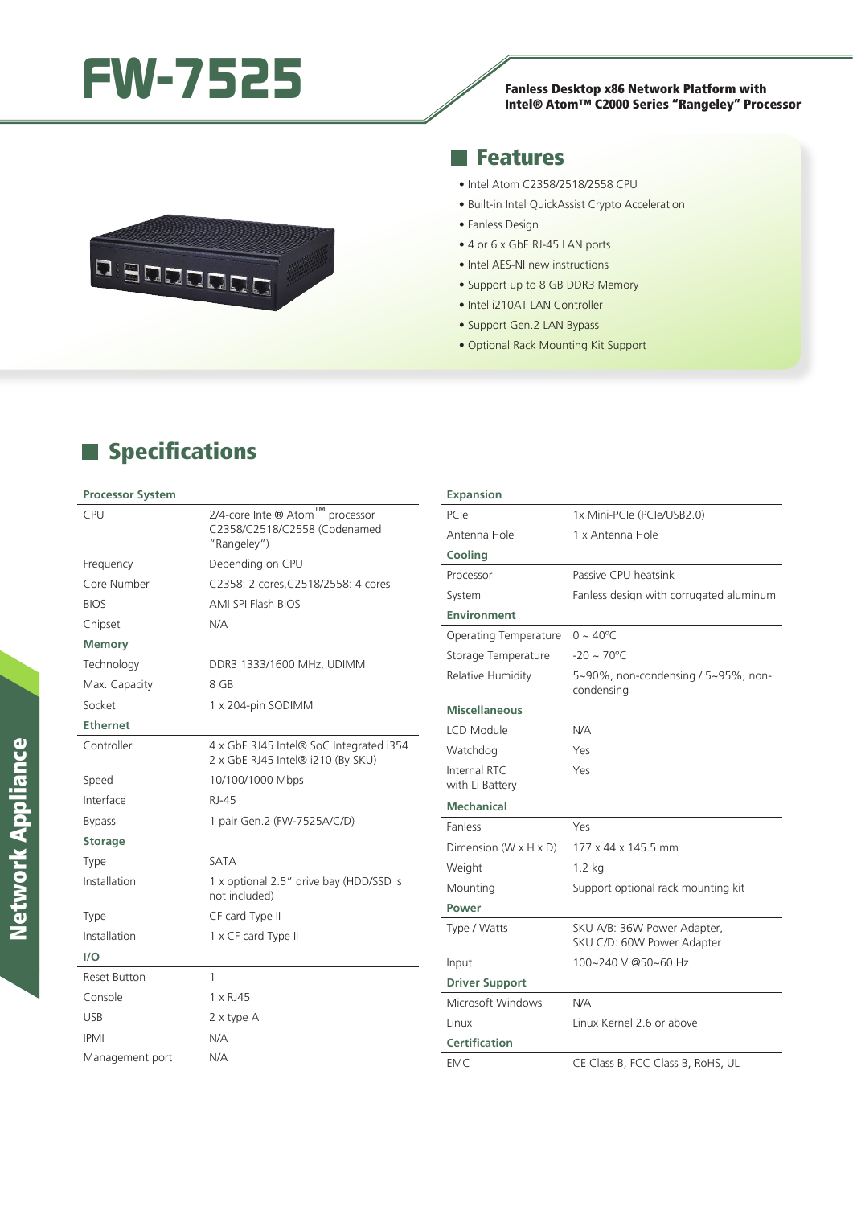# FW-7525

**Fanless Desktop x86 Network Platform with Intel® Atom™ C2000 Series "Rangeley" Processor**

## Features

- Intel Atom C2358/2518/2558 CPU
- Built-in Intel QuickAssist Crypto Acceleration
- Fanless Design
- 4 or 6 x GbE RJ-45 LAN ports
- Intel AES-NI new instructions
- Support up to 8 GB DDR3 Memory
- Intel i210AT LAN Controller
- Support Gen.2 LAN Bypass
- Optional Rack Mounting Kit Support

## Specifications

| **Processor System** | |
|---|---|
| CPU | 2/4-core Intel® Atom™ processor C2358/C2518/C2558 (Codenamed "Rangeley") |
| Frequency | Depending on CPU |
| Core Number | C2358: 2 cores,C2518/2558: 4 cores |
| BIOS | AMI SPI Flash BIOS |
| Chipset | N/A |
| **Memory** | |
| Technology | DDR3 1333/1600 MHz, UDIMM |
| Max. Capacity | 8 GB |
| Socket | 1 x 204-pin SODIMM |
| **Ethernet** | |
| Controller | 4 x GbE RJ45 Intel® SoC Integrated i354<br>2 x GbE RJ45 Intel® i210 (By SKU) |
| Speed | 10/100/1000 Mbps |
| Interface | RJ-45 |
| Bypass | 1 pair Gen.2 (FW-7525A/C/D) |
| **Storage** | |
| Type | SATA |
| Installation | 1 x optional 2.5" drive bay (HDD/SSD is not included) |
| Type | CF card Type II |
| Installation | 1 x CF card Type II |
| **I/O** | |
| Reset Button | 1 |
| Console | 1 x RJ45 |
| USB | 2 x type A |
| IPMI | N/A |
| Management port | N/A |

| **Expansion** | |
|---|---|
| PCIe | 1x Mini-PCIe (PCIe/USB2.0) |
| Antenna Hole | 1 x Antenna Hole |
| **Cooling** | |
| Processor | Passive CPU heatsink |
| System | Fanless design with corrugated aluminum |
| **Environment** | |
| Operating Temperature | 0 ~ 40ºC |
| Storage Temperature | -20 ~ 70ºC |
| Relative Humidity | 5~90%, non-condensing / 5~95%, non-condensing |
| **Miscellaneous** | |
| LCD Module | N/A |
| Watchdog | Yes |
| Internal RTC with Li Battery | Yes |
| **Mechanical** | |
| Fanless | Yes |
| Dimension (W x H x D) | 177 x 44 x 145.5 mm |
| Weight | 1.2 kg |
| Mounting | Support optional rack mounting kit |
| **Power** | |
| Type / Watts | SKU A/B: 36W Power Adapter,<br>SKU C/D: 60W Power Adapter |
| Input | 100~240 V @50~60 Hz |
| **Driver Support** | |
| Microsoft Windows | N/A |
| Linux | Linux Kernel 2.6 or above |
| **Certification** | |
| EMC | CE Class B, FCC Class B, RoHS, UL |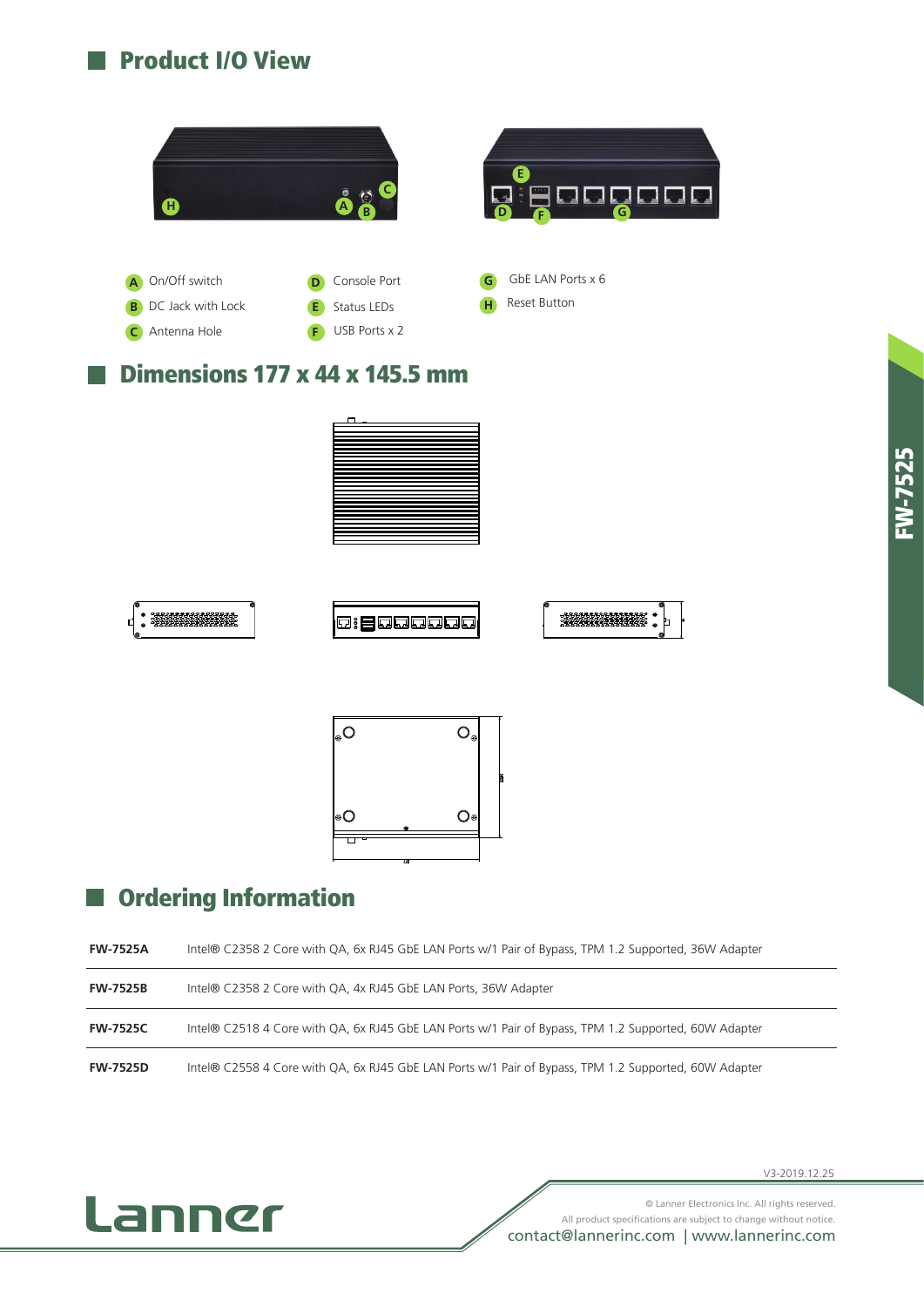## Product I/O View

- A On/Off switch
- B DC Jack with Lock
- C Antenna Hole
- D Console Port
- E Status LEDs
- F USB Ports x 2
- G GbE LAN Ports x 6
- H Reset Button

## Dimensions 177 x 44 x 145.5 mm

## Ordering Information

| | |
|---|---|
| **FW-7525A** | Intel® C2358 2 Core with QA, 6x RJ45 GbE LAN Ports w/1 Pair of Bypass, TPM 1.2 Supported, 36W Adapter |
| **FW-7525B** | Intel® C2358 2 Core with QA, 4x RJ45 GbE LAN Ports, 36W Adapter |
| **FW-7525C** | Intel® C2518 4 Core with QA, 6x RJ45 GbE LAN Ports w/1 Pair of Bypass, TPM 1.2 Supported, 60W Adapter |
| **FW-7525D** | Intel® C2558 4 Core with QA, 6x RJ45 GbE LAN Ports w/1 Pair of Bypass, TPM 1.2 Supported, 60W Adapter |

V3-2019.12.25

© Lanner Electronics Inc. All rights reserved.
All product specifications are subject to change without notice.
contact@lannerinc.com | www.lannerinc.com